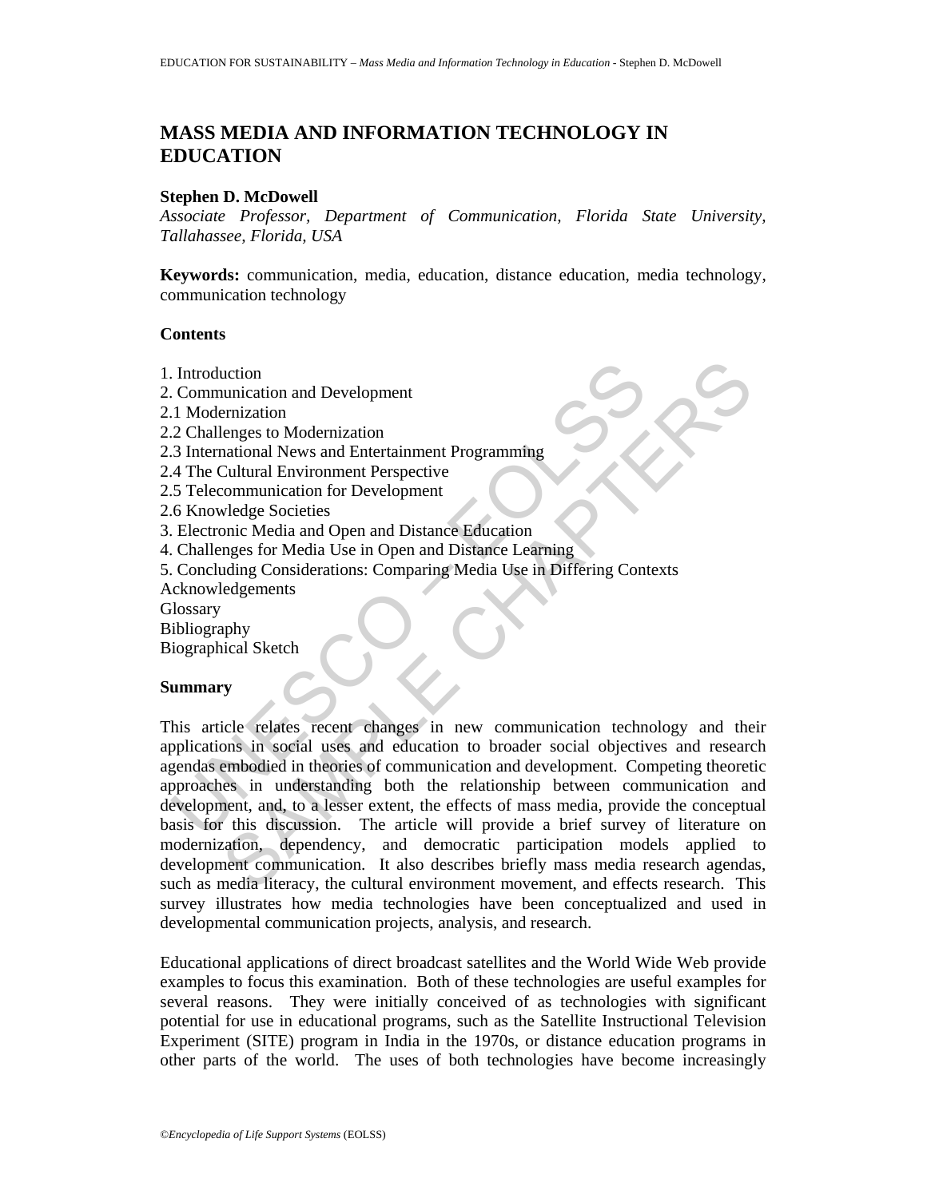# MASS MEDIA AND INFORMATION TECHNOLOGY IN EDUCATION

**Stephen D. McDowell**

*Associate Professor, Department of Communication, Florida State University, Tallahassee, Florida, USA*

**Keywords:** communication, media, education, distance education, media technology, communication technology

## Contents

1. Introduction
2. Communication and Development
2.1 Modernization
2.2 Challenges to Modernization
2.3 International News and Entertainment Programming
2.4 The Cultural Environment Perspective
2.5 Telecommunication for Development
2.6 Knowledge Societies
3. Electronic Media and Open and Distance Education
4. Challenges for Media Use in Open and Distance Learning
5. Concluding Considerations: Comparing Media Use in Differing Contexts

Acknowledgements
Glossary
Bibliography
Biographical Sketch

## Summary

This article relates recent changes in new communication technology and their applications in social uses and education to broader social objectives and research agendas embodied in theories of communication and development. Competing theoretic approaches in understanding both the relationship between communication and development, and, to a lesser extent, the effects of mass media, provide the conceptual basis for this discussion. The article will provide a brief survey of literature on modernization, dependency, and democratic participation models applied to development communication. It also describes briefly mass media research agendas, such as media literacy, the cultural environment movement, and effects research. This survey illustrates how media technologies have been conceptualized and used in developmental communication projects, analysis, and research.

Educational applications of direct broadcast satellites and the World Wide Web provide examples to focus this examination. Both of these technologies are useful examples for several reasons. They were initially conceived of as technologies with significant potential for use in educational programs, such as the Satellite Instructional Television Experiment (SITE) program in India in the 1970s, or distance education programs in other parts of the world. The uses of both technologies have become increasingly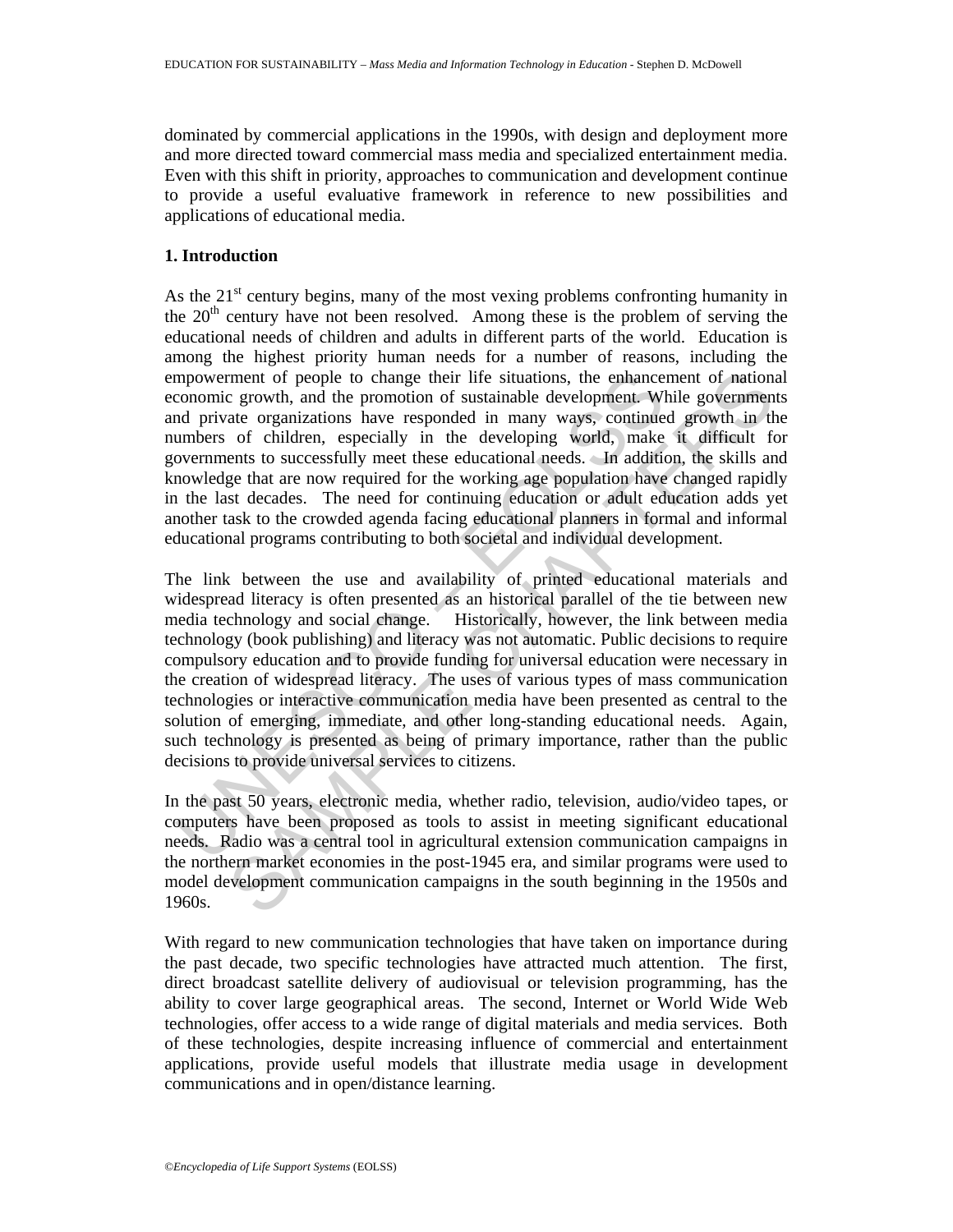dominated by commercial applications in the 1990s, with design and deployment more and more directed toward commercial mass media and specialized entertainment media. Even with this shift in priority, approaches to communication and development continue to provide a useful evaluative framework in reference to new possibilities and applications of educational media.

## 1. Introduction

As the 21st century begins, many of the most vexing problems confronting humanity in the 20th century have not been resolved. Among these is the problem of serving the educational needs of children and adults in different parts of the world. Education is among the highest priority human needs for a number of reasons, including the empowerment of people to change their life situations, the enhancement of national economic growth, and the promotion of sustainable development. While governments and private organizations have responded in many ways, continued growth in the numbers of children, especially in the developing world, make it difficult for governments to successfully meet these educational needs. In addition, the skills and knowledge that are now required for the working age population have changed rapidly in the last decades. The need for continuing education or adult education adds yet another task to the crowded agenda facing educational planners in formal and informal educational programs contributing to both societal and individual development.

The link between the use and availability of printed educational materials and widespread literacy is often presented as an historical parallel of the tie between new media technology and social change. Historically, however, the link between media technology (book publishing) and literacy was not automatic. Public decisions to require compulsory education and to provide funding for universal education were necessary in the creation of widespread literacy. The uses of various types of mass communication technologies or interactive communication media have been presented as central to the solution of emerging, immediate, and other long-standing educational needs. Again, such technology is presented as being of primary importance, rather than the public decisions to provide universal services to citizens.

In the past 50 years, electronic media, whether radio, television, audio/video tapes, or computers have been proposed as tools to assist in meeting significant educational needs. Radio was a central tool in agricultural extension communication campaigns in the northern market economies in the post-1945 era, and similar programs were used to model development communication campaigns in the south beginning in the 1950s and 1960s.

With regard to new communication technologies that have taken on importance during the past decade, two specific technologies have attracted much attention. The first, direct broadcast satellite delivery of audiovisual or television programming, has the ability to cover large geographical areas. The second, Internet or World Wide Web technologies, offer access to a wide range of digital materials and media services. Both of these technologies, despite increasing influence of commercial and entertainment applications, provide useful models that illustrate media usage in development communications and in open/distance learning.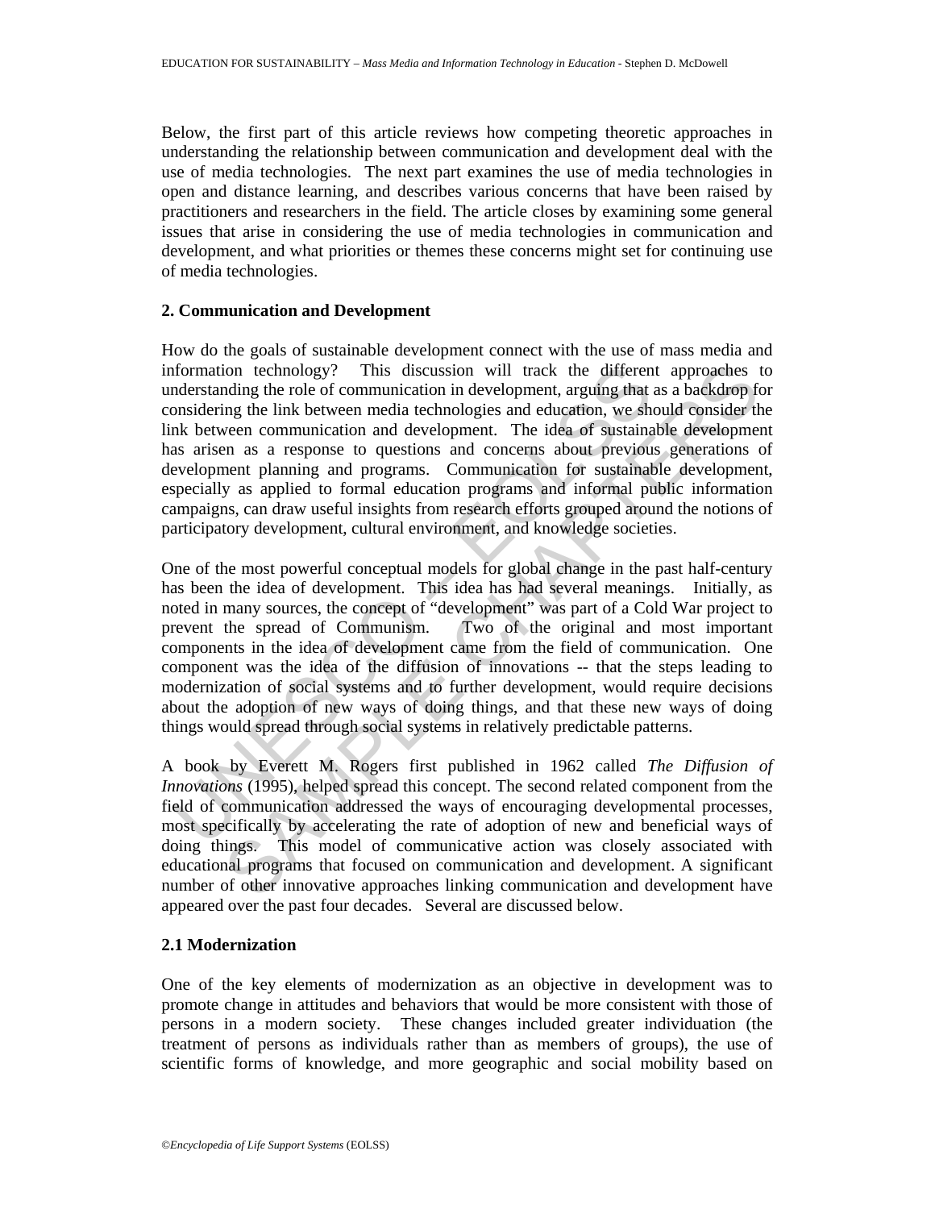Below, the first part of this article reviews how competing theoretic approaches in understanding the relationship between communication and development deal with the use of media technologies. The next part examines the use of media technologies in open and distance learning, and describes various concerns that have been raised by practitioners and researchers in the field. The article closes by examining some general issues that arise in considering the use of media technologies in communication and development, and what priorities or themes these concerns might set for continuing use of media technologies.

## 2. Communication and Development

How do the goals of sustainable development connect with the use of mass media and information technology? This discussion will track the different approaches to understanding the role of communication in development, arguing that as a backdrop for considering the link between media technologies and education, we should consider the link between communication and development. The idea of sustainable development has arisen as a response to questions and concerns about previous generations of development planning and programs. Communication for sustainable development, especially as applied to formal education programs and informal public information campaigns, can draw useful insights from research efforts grouped around the notions of participatory development, cultural environment, and knowledge societies.

One of the most powerful conceptual models for global change in the past half-century has been the idea of development. This idea has had several meanings. Initially, as noted in many sources, the concept of "development" was part of a Cold War project to prevent the spread of Communism. Two of the original and most important components in the idea of development came from the field of communication. One component was the idea of the diffusion of innovations -- that the steps leading to modernization of social systems and to further development, would require decisions about the adoption of new ways of doing things, and that these new ways of doing things would spread through social systems in relatively predictable patterns.

A book by Everett M. Rogers first published in 1962 called *The Diffusion of Innovations* (1995), helped spread this concept. The second related component from the field of communication addressed the ways of encouraging developmental processes, most specifically by accelerating the rate of adoption of new and beneficial ways of doing things. This model of communicative action was closely associated with educational programs that focused on communication and development. A significant number of other innovative approaches linking communication and development have appeared over the past four decades. Several are discussed below.

### 2.1 Modernization

One of the key elements of modernization as an objective in development was to promote change in attitudes and behaviors that would be more consistent with those of persons in a modern society. These changes included greater individuation (the treatment of persons as individuals rather than as members of groups), the use of scientific forms of knowledge, and more geographic and social mobility based on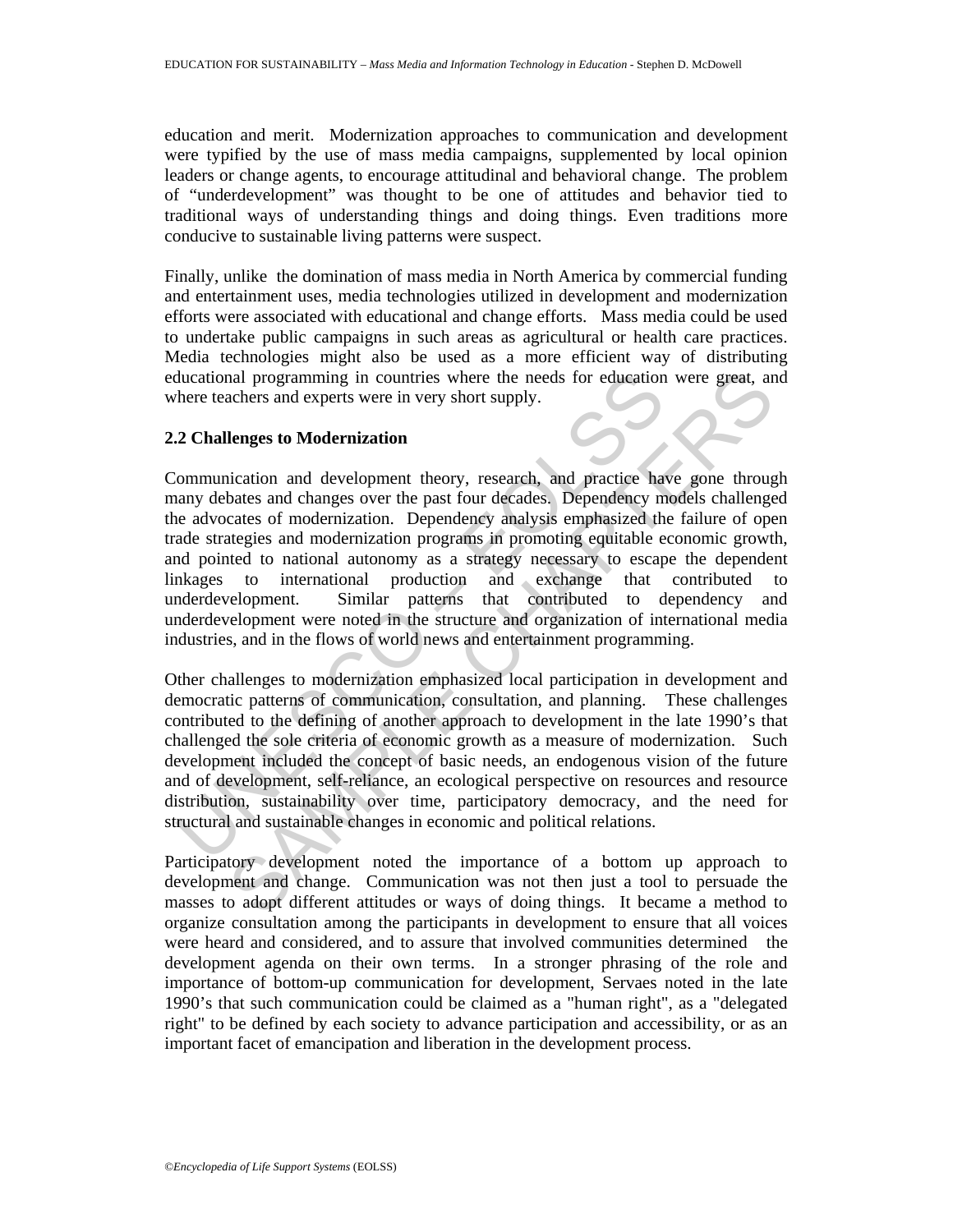education and merit. Modernization approaches to communication and development were typified by the use of mass media campaigns, supplemented by local opinion leaders or change agents, to encourage attitudinal and behavioral change. The problem of "underdevelopment" was thought to be one of attitudes and behavior tied to traditional ways of understanding things and doing things. Even traditions more conducive to sustainable living patterns were suspect.

Finally, unlike the domination of mass media in North America by commercial funding and entertainment uses, media technologies utilized in development and modernization efforts were associated with educational and change efforts. Mass media could be used to undertake public campaigns in such areas as agricultural or health care practices. Media technologies might also be used as a more efficient way of distributing educational programming in countries where the needs for education were great, and where teachers and experts were in very short supply.

### 2.2 Challenges to Modernization

Communication and development theory, research, and practice have gone through many debates and changes over the past four decades. Dependency models challenged the advocates of modernization. Dependency analysis emphasized the failure of open trade strategies and modernization programs in promoting equitable economic growth, and pointed to national autonomy as a strategy necessary to escape the dependent linkages to international production and exchange that contributed to underdevelopment. Similar patterns that contributed to dependency and underdevelopment were noted in the structure and organization of international media industries, and in the flows of world news and entertainment programming.

Other challenges to modernization emphasized local participation in development and democratic patterns of communication, consultation, and planning. These challenges contributed to the defining of another approach to development in the late 1990's that challenged the sole criteria of economic growth as a measure of modernization. Such development included the concept of basic needs, an endogenous vision of the future and of development, self-reliance, an ecological perspective on resources and resource distribution, sustainability over time, participatory democracy, and the need for structural and sustainable changes in economic and political relations.

Participatory development noted the importance of a bottom up approach to development and change. Communication was not then just a tool to persuade the masses to adopt different attitudes or ways of doing things. It became a method to organize consultation among the participants in development to ensure that all voices were heard and considered, and to assure that involved communities determined the development agenda on their own terms. In a stronger phrasing of the role and importance of bottom-up communication for development, Servaes noted in the late 1990's that such communication could be claimed as a "human right", as a "delegated right" to be defined by each society to advance participation and accessibility, or as an important facet of emancipation and liberation in the development process.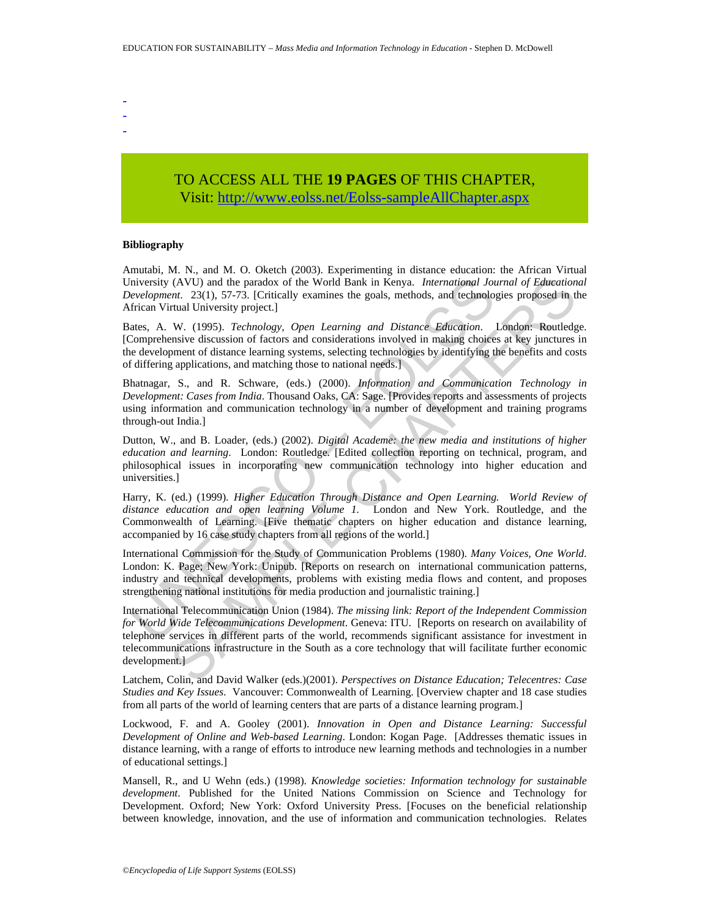-
-
-

TO ACCESS ALL THE **19 PAGES** OF THIS CHAPTER,
Visit: http://www.eolss.net/Eolss-sampleAllChapter.aspx

**Bibliography**

Amutabi, M. N., and M. O. Oketch (2003). Experimenting in distance education: the African Virtual University (AVU) and the paradox of the World Bank in Kenya. *International Journal of Educational Development*. 23(1), 57-73. [Critically examines the goals, methods, and technologies proposed in the African Virtual University project.]

Bates, A. W. (1995). *Technology, Open Learning and Distance Education*. London: Routledge. [Comprehensive discussion of factors and considerations involved in making choices at key junctures in the development of distance learning systems, selecting technologies by identifying the benefits and costs of differing applications, and matching those to national needs.]

Bhatnagar, S., and R. Schware, (eds.) (2000). *Information and Communication Technology in Development: Cases from India*. Thousand Oaks, CA: Sage. [Provides reports and assessments of projects using information and communication technology in a number of development and training programs through-out India.]

Dutton, W., and B. Loader, (eds.) (2002). *Digital Academe: the new media and institutions of higher education and learning*. London: Routledge. [Edited collection reporting on technical, program, and philosophical issues in incorporating new communication technology into higher education and universities.]

Harry, K. (ed.) (1999). *Higher Education Through Distance and Open Learning. World Review of distance education and open learning Volume 1*. London and New York. Routledge, and the Commonwealth of Learning. [Five thematic chapters on higher education and distance learning, accompanied by 16 case study chapters from all regions of the world.]

International Commission for the Study of Communication Problems (1980). *Many Voices, One World*. London: K. Page; New York: Unipub. [Reports on research on international communication patterns, industry and technical developments, problems with existing media flows and content, and proposes strengthening national institutions for media production and journalistic training.]

International Telecommunication Union (1984). *The missing link: Report of the Independent Commission for World Wide Telecommunications Development*. Geneva: ITU. [Reports on research on availability of telephone services in different parts of the world, recommends significant assistance for investment in telecommunications infrastructure in the South as a core technology that will facilitate further economic development.]

Latchem, Colin, and David Walker (eds.)(2001). *Perspectives on Distance Education; Telecentres: Case Studies and Key Issues*. Vancouver: Commonwealth of Learning. [Overview chapter and 18 case studies from all parts of the world of learning centers that are parts of a distance learning program.]

Lockwood, F. and A. Gooley (2001). *Innovation in Open and Distance Learning: Successful Development of Online and Web-based Learning*. London: Kogan Page. [Addresses thematic issues in distance learning, with a range of efforts to introduce new learning methods and technologies in a number of educational settings.]

Mansell, R., and U Wehn (eds.) (1998). *Knowledge societies: Information technology for sustainable development*. Published for the United Nations Commission on Science and Technology for Development. Oxford; New York: Oxford University Press. [Focuses on the beneficial relationship between knowledge, innovation, and the use of information and communication technologies. Relates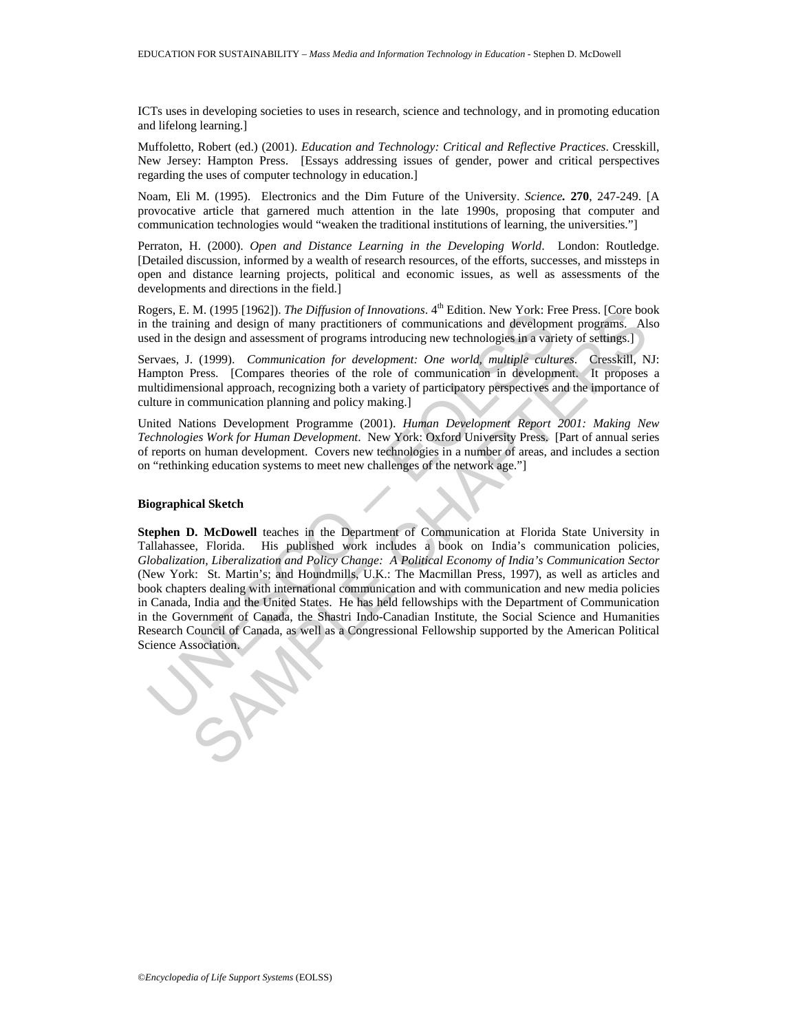ICTs uses in developing societies to uses in research, science and technology, and in promoting education and lifelong learning.]

Muffoletto, Robert (ed.) (2001). *Education and Technology: Critical and Reflective Practices*. Cresskill, New Jersey: Hampton Press. [Essays addressing issues of gender, power and critical perspectives regarding the uses of computer technology in education.]

Noam, Eli M. (1995). Electronics and the Dim Future of the University. *Science*. **270**, 247-249. [A provocative article that garnered much attention in the late 1990s, proposing that computer and communication technologies would "weaken the traditional institutions of learning, the universities."]

Perraton, H. (2000). *Open and Distance Learning in the Developing World*. London: Routledge. [Detailed discussion, informed by a wealth of research resources, of the efforts, successes, and missteps in open and distance learning projects, political and economic issues, as well as assessments of the developments and directions in the field.]

Rogers, E. M. (1995 [1962]). *The Diffusion of Innovations*. 4th Edition. New York: Free Press. [Core book in the training and design of many practitioners of communications and development programs. Also used in the design and assessment of programs introducing new technologies in a variety of settings.]

Servaes, J. (1999). *Communication for development: One world, multiple cultures*. Cresskill, NJ: Hampton Press. [Compares theories of the role of communication in development. It proposes a multidimensional approach, recognizing both a variety of participatory perspectives and the importance of culture in communication planning and policy making.]

United Nations Development Programme (2001). *Human Development Report 2001: Making New Technologies Work for Human Development*. New York: Oxford University Press. [Part of annual series of reports on human development. Covers new technologies in a number of areas, and includes a section on "rethinking education systems to meet new challenges of the network age."]

**Biographical Sketch**

**Stephen D. McDowell** teaches in the Department of Communication at Florida State University in Tallahassee, Florida. His published work includes a book on India's communication policies, *Globalization, Liberalization and Policy Change: A Political Economy of India's Communication Sector* (New York: St. Martin's; and Houndmills, U.K.: The Macmillan Press, 1997), as well as articles and book chapters dealing with international communication and with communication and new media policies in Canada, India and the United States. He has held fellowships with the Department of Communication in the Government of Canada, the Shastri Indo-Canadian Institute, the Social Science and Humanities Research Council of Canada, as well as a Congressional Fellowship supported by the American Political Science Association.